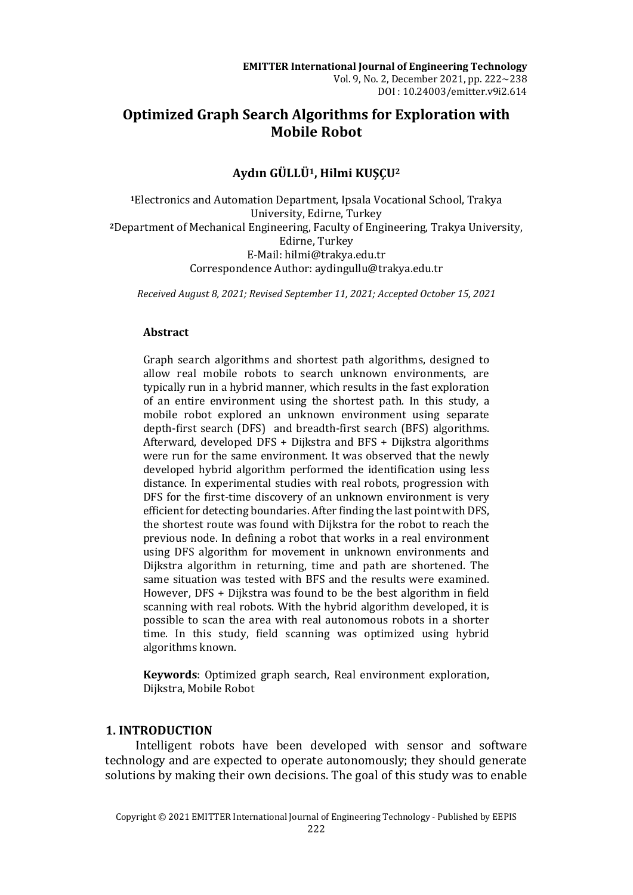# Optimized Graph Search Algorithms for Exploration with Mobile Robot

**Aydın GÜLLÜ[1], Hilmi KUŞÇU[2]**

[1]Electronics and Automation Department, Ipsala Vocational School, Trakya University, Edirne, Turkey
[2]Department of Mechanical Engineering, Faculty of Engineering, Trakya University, Edirne, Turkey
E-Mail: hilmi@trakya.edu.tr
Correspondence Author: aydingullu@trakya.edu.tr

*Received August 8, 2021; Revised September 11, 2021; Accepted October 15, 2021*

### Abstract

Graph search algorithms and shortest path algorithms, designed to allow real mobile robots to search unknown environments, are typically run in a hybrid manner, which results in the fast exploration of an entire environment using the shortest path. In this study, a mobile robot explored an unknown environment using separate depth-first search (DFS) and breadth-first search (BFS) algorithms. Afterward, developed DFS + Dijkstra and BFS + Dijkstra algorithms were run for the same environment. It was observed that the newly developed hybrid algorithm performed the identification using less distance. In experimental studies with real robots, progression with DFS for the first-time discovery of an unknown environment is very efficient for detecting boundaries. After finding the last point with DFS, the shortest route was found with Dijkstra for the robot to reach the previous node. In defining a robot that works in a real environment using DFS algorithm for movement in unknown environments and Dijkstra algorithm in returning, time and path are shortened. The same situation was tested with BFS and the results were examined. However, DFS + Dijkstra was found to be the best algorithm in field scanning with real robots. With the hybrid algorithm developed, it is possible to scan the area with real autonomous robots in a shorter time. In this study, field scanning was optimized using hybrid algorithms known.

**Keywords**: Optimized graph search, Real environment exploration, Dijkstra, Mobile Robot

## 1. INTRODUCTION

Intelligent robots have been developed with sensor and software technology and are expected to operate autonomously; they should generate solutions by making their own decisions. The goal of this study was to enable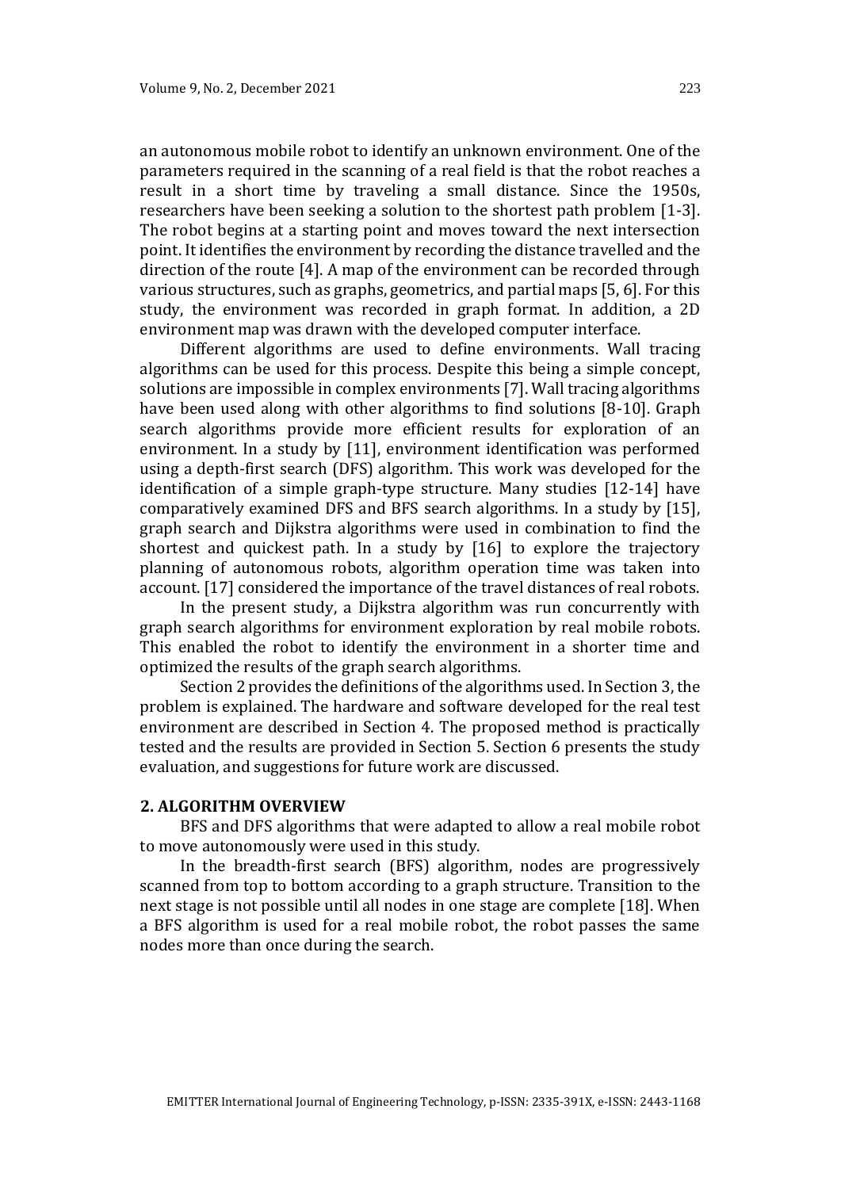an autonomous mobile robot to identify an unknown environment. One of the parameters required in the scanning of a real field is that the robot reaches a result in a short time by traveling a small distance. Since the 1950s, researchers have been seeking a solution to the shortest path problem [1-3]. The robot begins at a starting point and moves toward the next intersection point. It identifies the environment by recording the distance travelled and the direction of the route [4]. A map of the environment can be recorded through various structures, such as graphs, geometrics, and partial maps [5, 6]. For this study, the environment was recorded in graph format. In addition, a 2D environment map was drawn with the developed computer interface.

Different algorithms are used to define environments. Wall tracing algorithms can be used for this process. Despite this being a simple concept, solutions are impossible in complex environments [7]. Wall tracing algorithms have been used along with other algorithms to find solutions [8-10]. Graph search algorithms provide more efficient results for exploration of an environment. In a study by [11], environment identification was performed using a depth-first search (DFS) algorithm. This work was developed for the identification of a simple graph-type structure. Many studies [12-14] have comparatively examined DFS and BFS search algorithms. In a study by [15], graph search and Dijkstra algorithms were used in combination to find the shortest and quickest path. In a study by [16] to explore the trajectory planning of autonomous robots, algorithm operation time was taken into account. [17] considered the importance of the travel distances of real robots.

In the present study, a Dijkstra algorithm was run concurrently with graph search algorithms for environment exploration by real mobile robots. This enabled the robot to identify the environment in a shorter time and optimized the results of the graph search algorithms.

Section 2 provides the definitions of the algorithms used. In Section 3, the problem is explained. The hardware and software developed for the real test environment are described in Section 4. The proposed method is practically tested and the results are provided in Section 5. Section 6 presents the study evaluation, and suggestions for future work are discussed.

## 2. ALGORITHM OVERVIEW

BFS and DFS algorithms that were adapted to allow a real mobile robot to move autonomously were used in this study.

In the breadth-first search (BFS) algorithm, nodes are progressively scanned from top to bottom according to a graph structure. Transition to the next stage is not possible until all nodes in one stage are complete [18]. When a BFS algorithm is used for a real mobile robot, the robot passes the same nodes more than once during the search.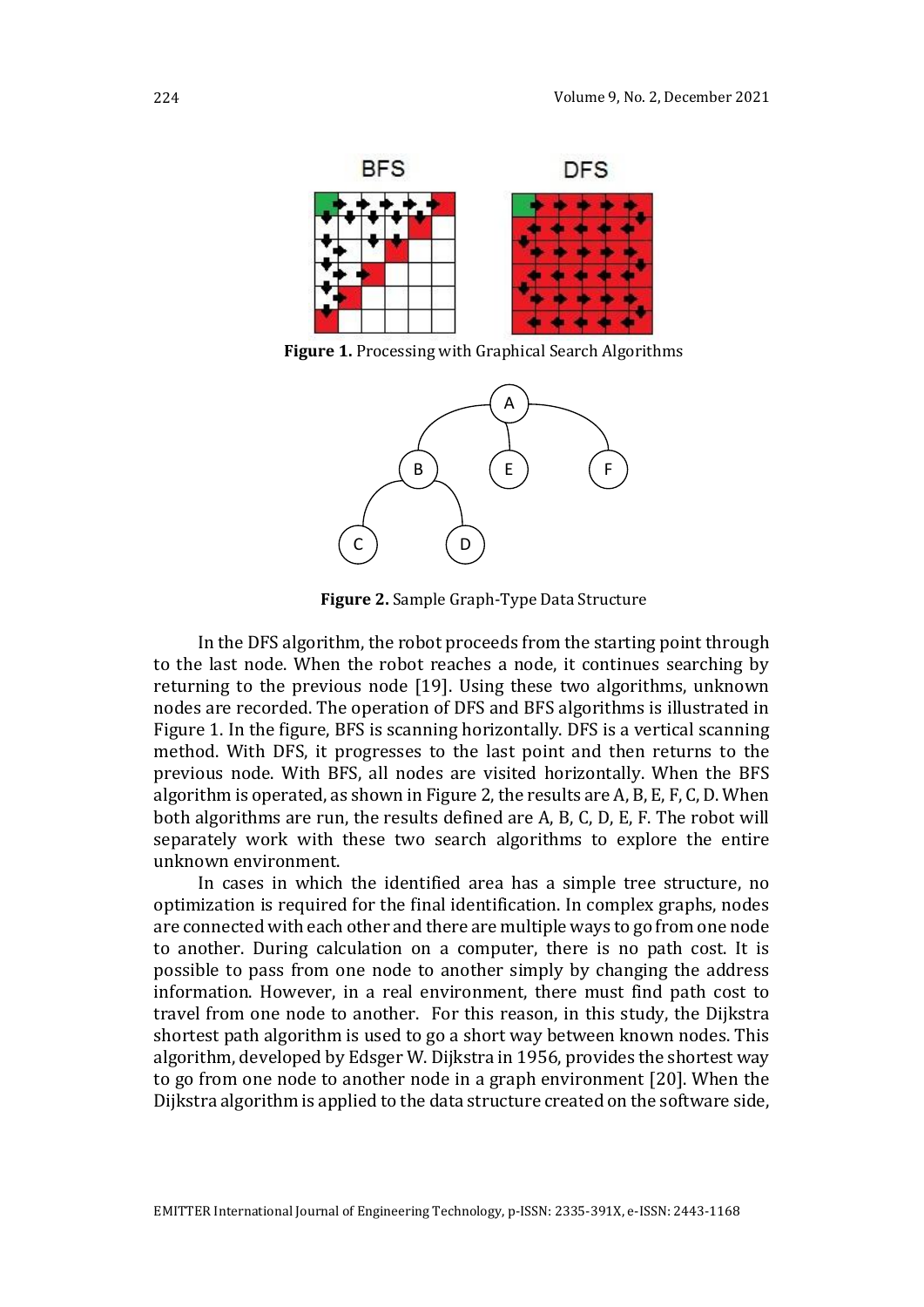**Figure 1.** Processing with Graphical Search Algorithms

**Figure 2.** Sample Graph-Type Data Structure

In the DFS algorithm, the robot proceeds from the starting point through to the last node. When the robot reaches a node, it continues searching by returning to the previous node [19]. Using these two algorithms, unknown nodes are recorded. The operation of DFS and BFS algorithms is illustrated in Figure 1. In the figure, BFS is scanning horizontally. DFS is a vertical scanning method. With DFS, it progresses to the last point and then returns to the previous node. With BFS, all nodes are visited horizontally. When the BFS algorithm is operated, as shown in Figure 2, the results are A, B, E, F, C, D. When both algorithms are run, the results defined are A, B, C, D, E, F. The robot will separately work with these two search algorithms to explore the entire unknown environment.

In cases in which the identified area has a simple tree structure, no optimization is required for the final identification. In complex graphs, nodes are connected with each other and there are multiple ways to go from one node to another. During calculation on a computer, there is no path cost. It is possible to pass from one node to another simply by changing the address information. However, in a real environment, there must find path cost to travel from one node to another. For this reason, in this study, the Dijkstra shortest path algorithm is used to go a short way between known nodes. This algorithm, developed by Edsger W. Dijkstra in 1956, provides the shortest way to go from one node to another node in a graph environment [20]. When the Dijkstra algorithm is applied to the data structure created on the software side,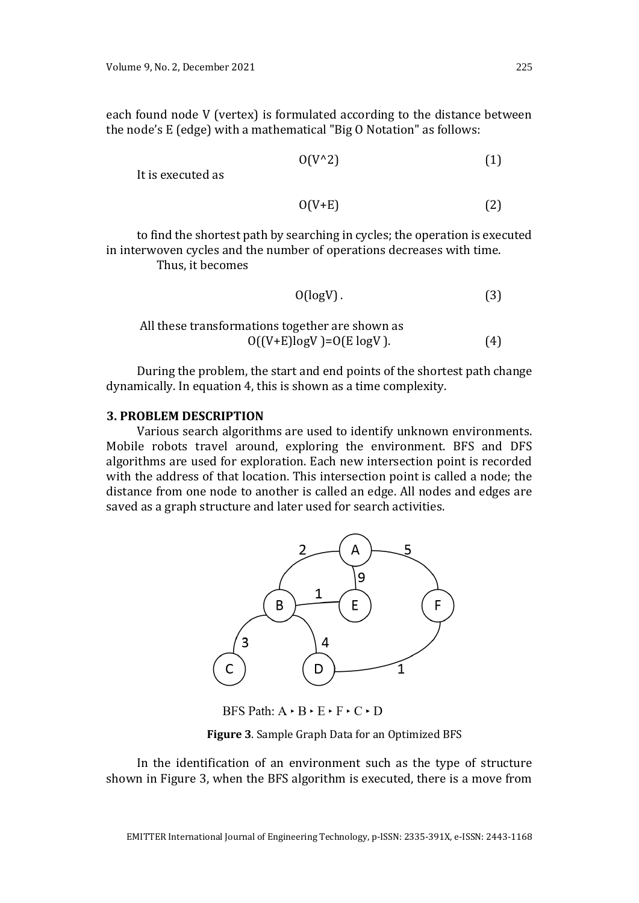each found node V (vertex) is formulated according to the distance between the node's E (edge) with a mathematical "Big O Notation" as follows:

$$O(V^2) \tag{1}$$

It is executed as

$$O(V+E) \tag{2}$$

to find the shortest path by searching in cycles; the operation is executed in interwoven cycles and the number of operations decreases with time.

Thus, it becomes

$$O(\log V) . \tag{3}$$

All these transformations together are shown as

$$O((V+E)\log V) = O(E \log V). \tag{4}$$

During the problem, the start and end points of the shortest path change dynamically. In equation 4, this is shown as a time complexity.

### 3. PROBLEM DESCRIPTION

Various search algorithms are used to identify unknown environments. Mobile robots travel around, exploring the environment. BFS and DFS algorithms are used for exploration. Each new intersection point is recorded with the address of that location. This intersection point is called a node; the distance from one node to another is called an edge. All nodes and edges are saved as a graph structure and later used for search activities.

BFS Path: A ‣ B ‣ E ‣ F ‣ C ‣ D

**Figure 3**. Sample Graph Data for an Optimized BFS

In the identification of an environment such as the type of structure shown in Figure 3, when the BFS algorithm is executed, there is a move from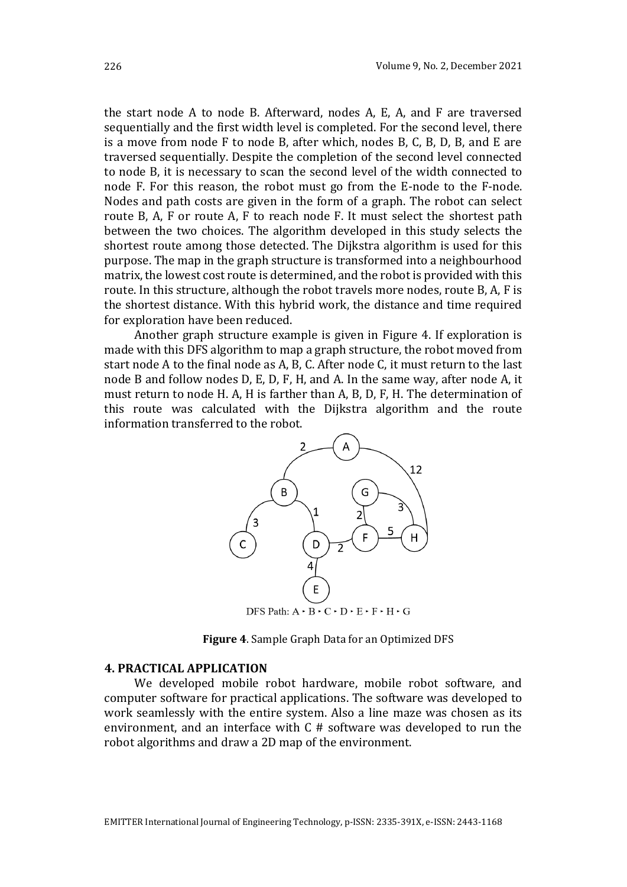the start node A to node B. Afterward, nodes A, E, A, and F are traversed sequentially and the first width level is completed. For the second level, there is a move from node F to node B, after which, nodes B, C, B, D, B, and E are traversed sequentially. Despite the completion of the second level connected to node B, it is necessary to scan the second level of the width connected to node F. For this reason, the robot must go from the E-node to the F-node. Nodes and path costs are given in the form of a graph. The robot can select route B, A, F or route A, F to reach node F. It must select the shortest path between the two choices. The algorithm developed in this study selects the shortest route among those detected. The Dijkstra algorithm is used for this purpose. The map in the graph structure is transformed into a neighbourhood matrix, the lowest cost route is determined, and the robot is provided with this route. In this structure, although the robot travels more nodes, route B, A, F is the shortest distance. With this hybrid work, the distance and time required for exploration have been reduced.

Another graph structure example is given in Figure 4. If exploration is made with this DFS algorithm to map a graph structure, the robot moved from start node A to the final node as A, B, C. After node C, it must return to the last node B and follow nodes D, E, D, F, H, and A. In the same way, after node A, it must return to node H. A, H is farther than A, B, D, F, H. The determination of this route was calculated with the Dijkstra algorithm and the route information transferred to the robot.

DFS Path: A ‣ B ‣ C ‣ D ‣ E ‣ F ‣ H ‣ G

**Figure 4**. Sample Graph Data for an Optimized DFS

## 4. PRACTICAL APPLICATION

We developed mobile robot hardware, mobile robot software, and computer software for practical applications. The software was developed to work seamlessly with the entire system. Also a line maze was chosen as its environment, and an interface with C # software was developed to run the robot algorithms and draw a 2D map of the environment.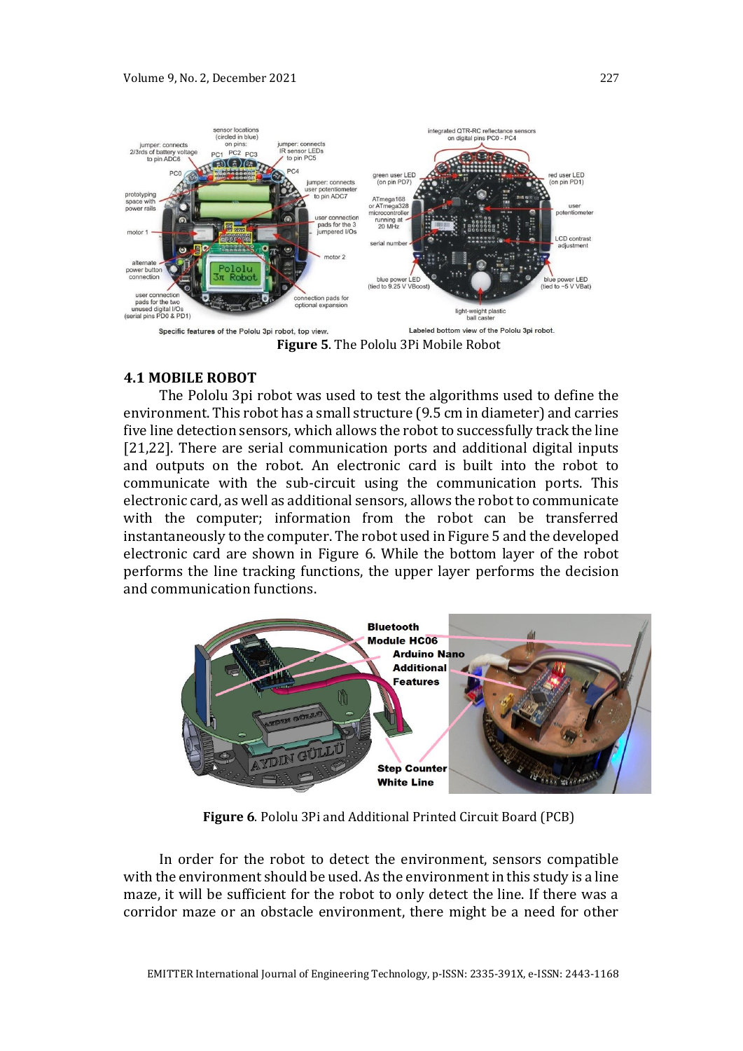**Figure 5**. The Pololu 3Pi Mobile Robot

### 4.1 MOBILE ROBOT

The Pololu 3pi robot was used to test the algorithms used to define the environment. This robot has a small structure (9.5 cm in diameter) and carries five line detection sensors, which allows the robot to successfully track the line [21,22]. There are serial communication ports and additional digital inputs and outputs on the robot. An electronic card is built into the robot to communicate with the sub-circuit using the communication ports. This electronic card, as well as additional sensors, allows the robot to communicate with the computer; information from the robot can be transferred instantaneously to the computer. The robot used in Figure 5 and the developed electronic card are shown in Figure 6. While the bottom layer of the robot performs the line tracking functions, the upper layer performs the decision and communication functions.

**Figure 6**. Pololu 3Pi and Additional Printed Circuit Board (PCB)

In order for the robot to detect the environment, sensors compatible with the environment should be used. As the environment in this study is a line maze, it will be sufficient for the robot to only detect the line. If there was a corridor maze or an obstacle environment, there might be a need for other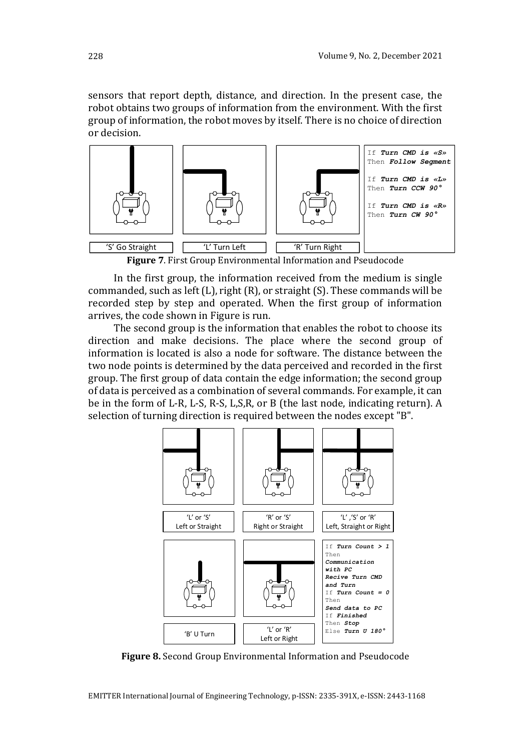sensors that report depth, distance, and direction. In the present case, the robot obtains two groups of information from the environment. With the first group of information, the robot moves by itself. There is no choice of direction or decision.

'S' Go Straight

'L' Turn Left

'R' Turn Right

```
If Turn CMD is «S»
Then Follow Segment

If Turn CMD is «L»
Then Turn CCW 90°

If Turn CMD is «R»
Then Turn CW 90°
```

**Figure 7**. First Group Environmental Information and Pseudocode

In the first group, the information received from the medium is single commanded, such as left (L), right (R), or straight (S). These commands will be recorded step by step and operated. When the first group of information arrives, the code shown in Figure is run.

The second group is the information that enables the robot to choose its direction and make decisions. The place where the second group of information is located is also a node for software. The distance between the two node points is determined by the data perceived and recorded in the first group. The first group of data contain the edge information; the second group of data is perceived as a combination of several commands. For example, it can be in the form of L-R, L-S, R-S, L,S,R, or B (the last node, indicating return). A selection of turning direction is required between the nodes except "B".

'L' or 'S'
Left or Straight

'R' or 'S'
Right or Straight

'L' ,'S' or 'R'
Left, Straight or Right

'B' U Turn

'L' or 'R'
Left or Right

```
If Turn Count > 1
Then
Communication
with PC
Recive Turn CMD
and Turn
If Turn Count = 0
Then
Send data to PC
If Finished
Then Stop
Else Turn U 180°
```

**Figure 8.** Second Group Environmental Information and Pseudocode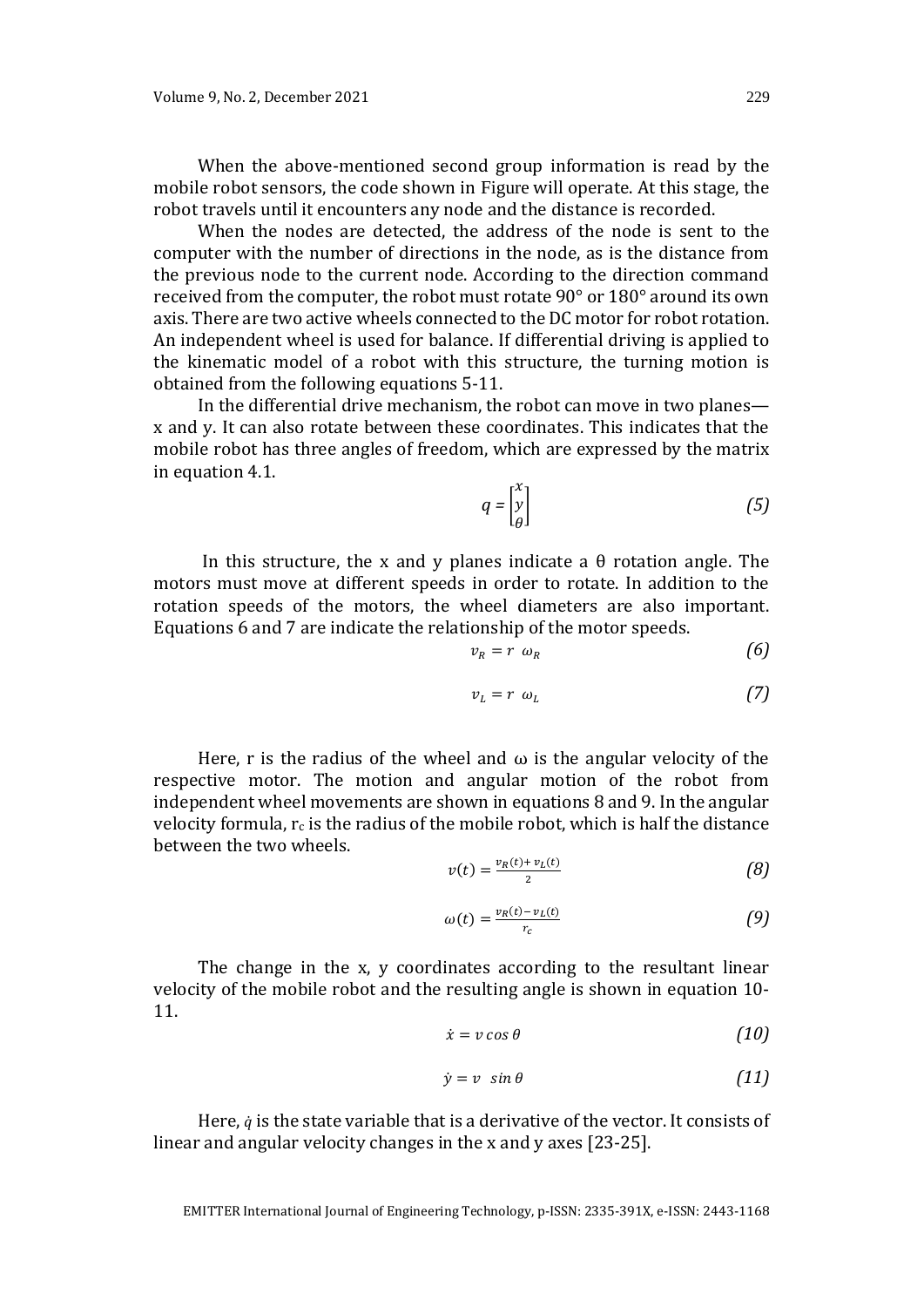When the above-mentioned second group information is read by the mobile robot sensors, the code shown in Figure will operate. At this stage, the robot travels until it encounters any node and the distance is recorded.

When the nodes are detected, the address of the node is sent to the computer with the number of directions in the node, as is the distance from the previous node to the current node. According to the direction command received from the computer, the robot must rotate 90° or 180° around its own axis. There are two active wheels connected to the DC motor for robot rotation. An independent wheel is used for balance. If differential driving is applied to the kinematic model of a robot with this structure, the turning motion is obtained from the following equations 5-11.

In the differential drive mechanism, the robot can move in two planes—x and y. It can also rotate between these coordinates. This indicates that the mobile robot has three angles of freedom, which are expressed by the matrix in equation 4.1.

$$q = \begin{bmatrix} x \\ y \\ \theta \end{bmatrix} \tag{5}$$

In this structure, the x and y planes indicate a θ rotation angle. The motors must move at different speeds in order to rotate. In addition to the rotation speeds of the motors, the wheel diameters are also important. Equations 6 and 7 are indicate the relationship of the motor speeds.

$$v_R = r \ \omega_R \tag{6}$$

$$v_L = r \ \omega_L \tag{7}$$

Here, r is the radius of the wheel and ω is the angular velocity of the respective motor. The motion and angular motion of the robot from independent wheel movements are shown in equations 8 and 9. In the angular velocity formula, $r_c$ is the radius of the mobile robot, which is half the distance between the two wheels.

$$v(t) = \frac{v_R(t) + v_L(t)}{2} \tag{8}$$

$$\omega(t) = \frac{v_R(t) - v_L(t)}{r_c} \tag{9}$$

The change in the x, y coordinates according to the resultant linear velocity of the mobile robot and the resulting angle is shown in equation 10-11.

$$\dot{x} = v \cos \theta \tag{10}$$

$$\dot{y} = v \ \sin \theta \tag{11}$$

Here, $\dot{q}$ is the state variable that is a derivative of the vector. It consists of linear and angular velocity changes in the x and y axes [23-25].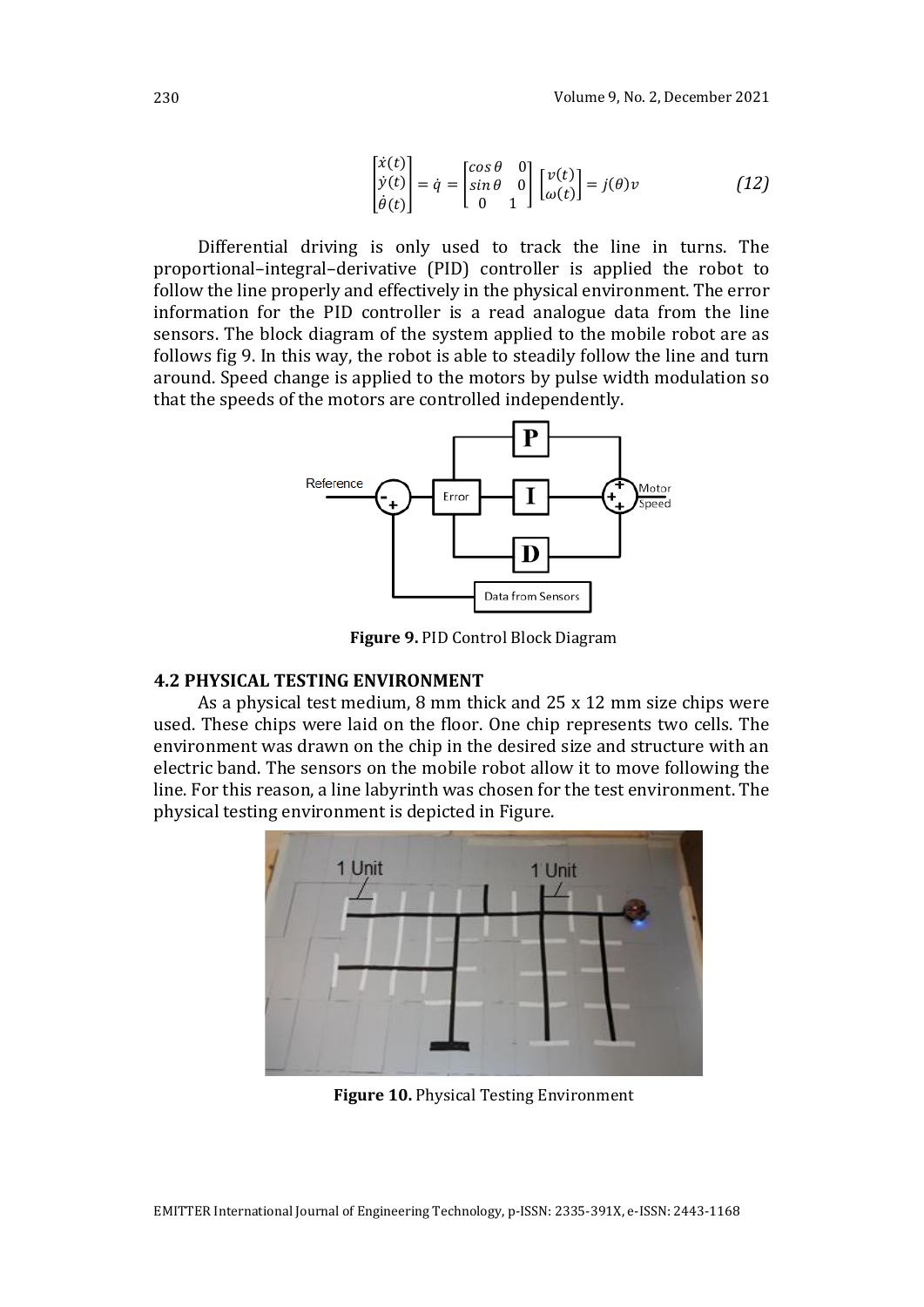$$\begin{bmatrix} \dot{x}(t) \\ \dot{y}(t) \\ \dot{\theta}(t) \end{bmatrix} = \dot{q} = \begin{bmatrix} cos\,\theta & 0 \\ sin\,\theta & 0 \\ 0 & 1 \end{bmatrix} \begin{bmatrix} v(t) \\ \omega(t) \end{bmatrix} = j(\theta)v \tag{12}$$

Differential driving is only used to track the line in turns. The proportional–integral–derivative (PID) controller is applied the robot to follow the line properly and effectively in the physical environment. The error information for the PID controller is a read analogue data from the line sensors. The block diagram of the system applied to the mobile robot are as follows fig 9. In this way, the robot is able to steadily follow the line and turn around. Speed change is applied to the motors by pulse width modulation so that the speeds of the motors are controlled independently.

**Figure 9.** PID Control Block Diagram

### 4.2 PHYSICAL TESTING ENVIRONMENT

As a physical test medium, 8 mm thick and 25 x 12 mm size chips were used. These chips were laid on the floor. One chip represents two cells. The environment was drawn on the chip in the desired size and structure with an electric band. The sensors on the mobile robot allow it to move following the line. For this reason, a line labyrinth was chosen for the test environment. The physical testing environment is depicted in Figure.

**Figure 10.** Physical Testing Environment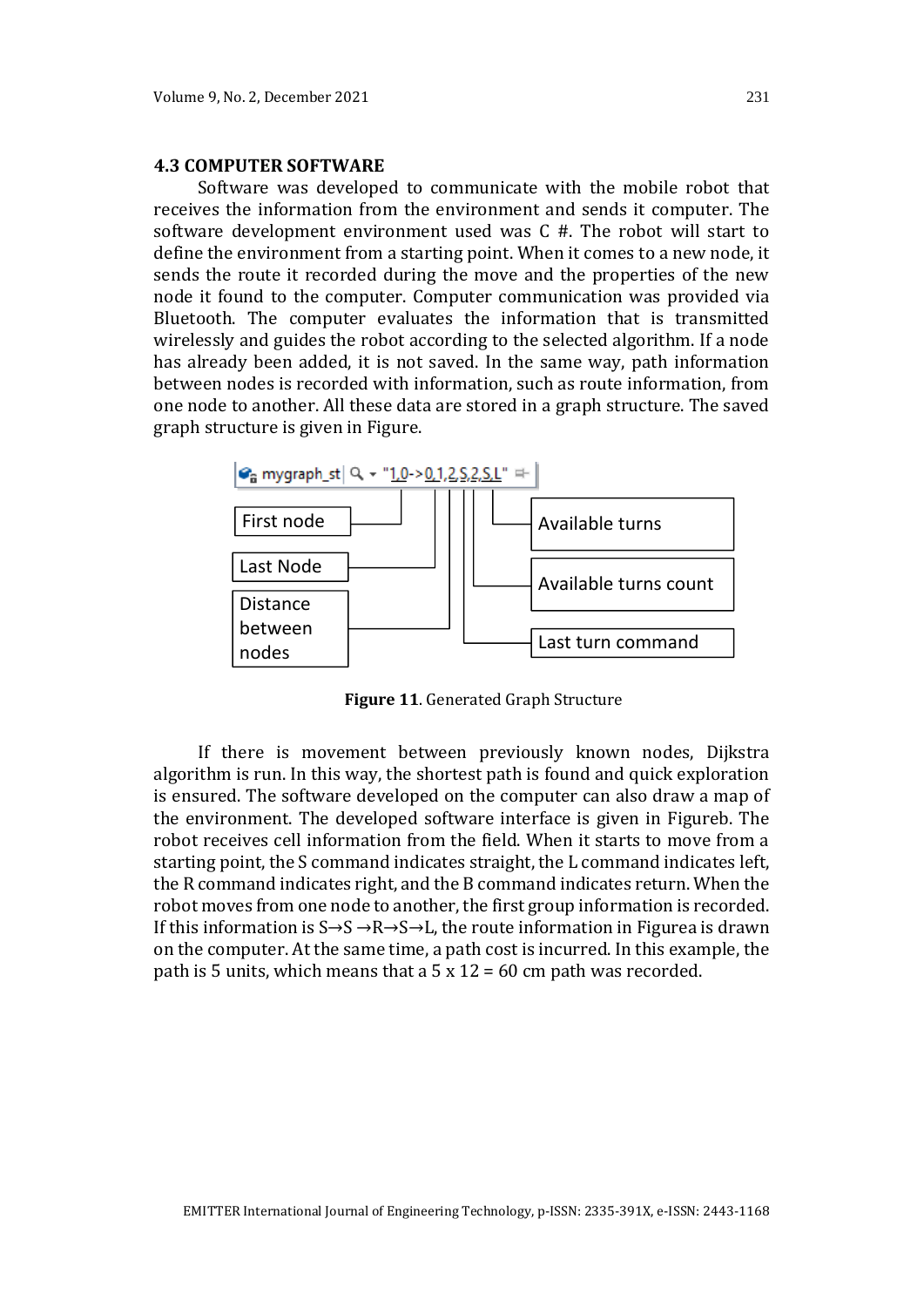### 4.3 COMPUTER SOFTWARE

Software was developed to communicate with the mobile robot that receives the information from the environment and sends it computer. The software development environment used was C #. The robot will start to define the environment from a starting point. When it comes to a new node, it sends the route it recorded during the move and the properties of the new node it found to the computer. Computer communication was provided via Bluetooth. The computer evaluates the information that is transmitted wirelessly and guides the robot according to the selected algorithm. If a node has already been added, it is not saved. In the same way, path information between nodes is recorded with information, such as route information, from one node to another. All these data are stored in a graph structure. The saved graph structure is given in Figure.

mygraph_st "1,0->0,1,2,S,2,S,L"

First node | Last Node | Distance between nodes | Last turn command | Available turns count | Available turns

**Figure 11**. Generated Graph Structure

If there is movement between previously known nodes, Dijkstra algorithm is run. In this way, the shortest path is found and quick exploration is ensured. The software developed on the computer can also draw a map of the environment. The developed software interface is given in Figureb. The robot receives cell information from the field. When it starts to move from a starting point, the S command indicates straight, the L command indicates left, the R command indicates right, and the B command indicates return. When the robot moves from one node to another, the first group information is recorded. If this information is S→S →R→S→L, the route information in Figurea is drawn on the computer. At the same time, a path cost is incurred. In this example, the path is 5 units, which means that a 5 x 12 = 60 cm path was recorded.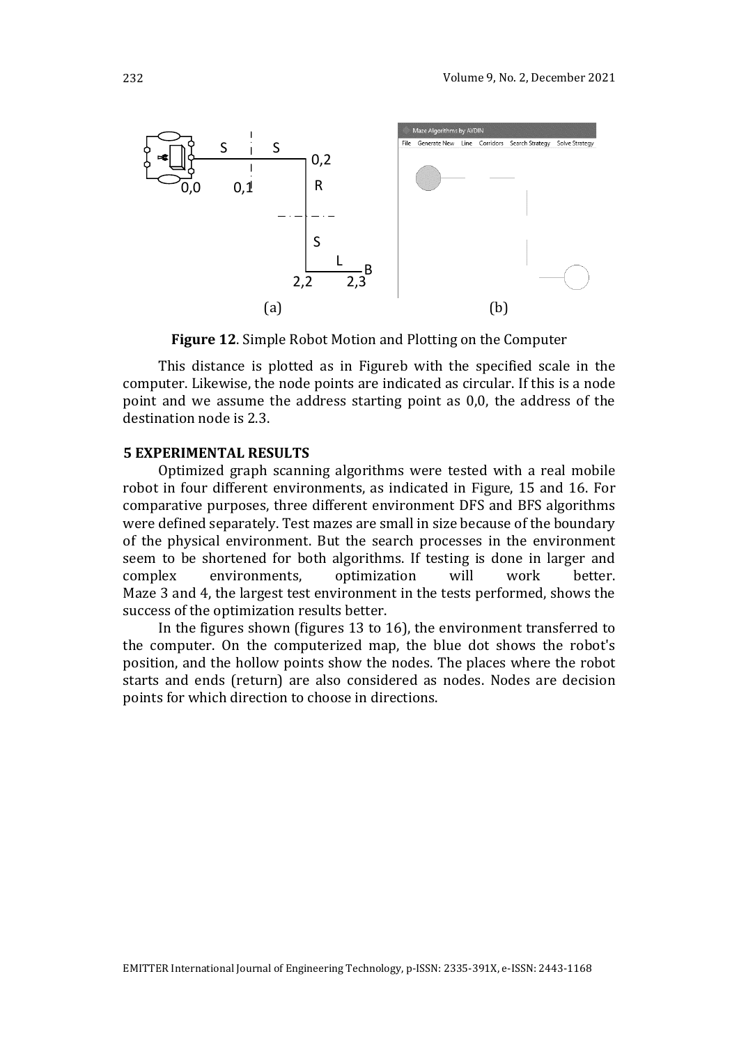**Figure 12**. Simple Robot Motion and Plotting on the Computer

This distance is plotted as in Figureb with the specified scale in the computer. Likewise, the node points are indicated as circular. If this is a node point and we assume the address starting point as 0,0, the address of the destination node is 2.3.

### 5 EXPERIMENTAL RESULTS

Optimized graph scanning algorithms were tested with a real mobile robot in four different environments, as indicated in Figure, 15 and 16. For comparative purposes, three different environment DFS and BFS algorithms were defined separately. Test mazes are small in size because of the boundary of the physical environment. But the search processes in the environment seem to be shortened for both algorithms. If testing is done in larger and complex environments, optimization will work better. Maze 3 and 4, the largest test environment in the tests performed, shows the success of the optimization results better.

In the figures shown (figures 13 to 16), the environment transferred to the computer. On the computerized map, the blue dot shows the robot's position, and the hollow points show the nodes. The places where the robot starts and ends (return) are also considered as nodes. Nodes are decision points for which direction to choose in directions.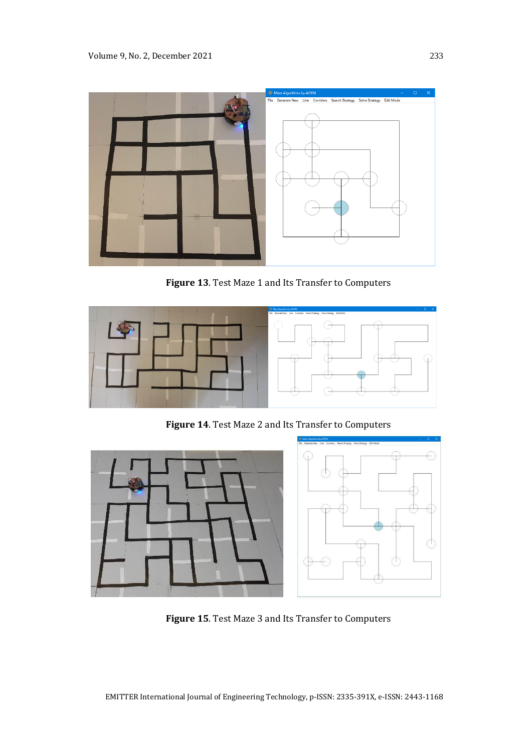**Figure 13**. Test Maze 1 and Its Transfer to Computers

**Figure 14**. Test Maze 2 and Its Transfer to Computers

**Figure 15**. Test Maze 3 and Its Transfer to Computers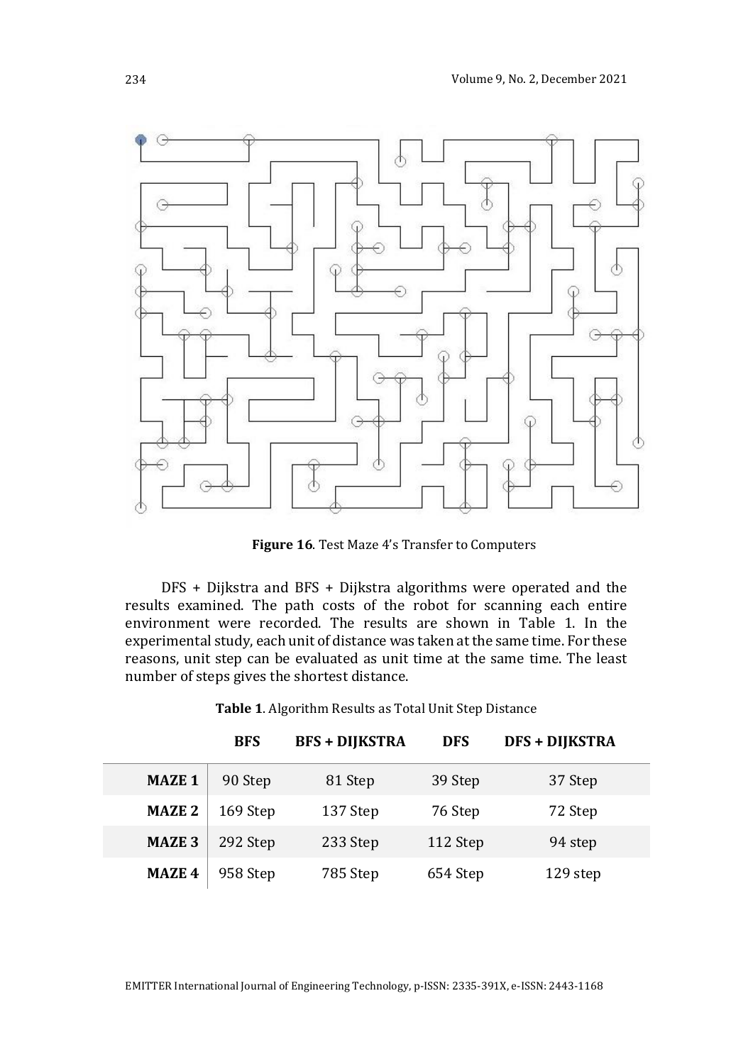**Figure 16**. Test Maze 4's Transfer to Computers

DFS + Dijkstra and BFS + Dijkstra algorithms were operated and the results examined. The path costs of the robot for scanning each entire environment were recorded. The results are shown in Table 1. In the experimental study, each unit of distance was taken at the same time. For these reasons, unit step can be evaluated as unit time at the same time. The least number of steps gives the shortest distance.

**Table 1**. Algorithm Results as Total Unit Step Distance

| | BFS | BFS + DIJKSTRA | DFS | DFS + DIJKSTRA |
|---|---|---|---|---|
| **MAZE 1** | 90 Step | 81 Step | 39 Step | 37 Step |
| **MAZE 2** | 169 Step | 137 Step | 76 Step | 72 Step |
| **MAZE 3** | 292 Step | 233 Step | 112 Step | 94 step |
| **MAZE 4** | 958 Step | 785 Step | 654 Step | 129 step |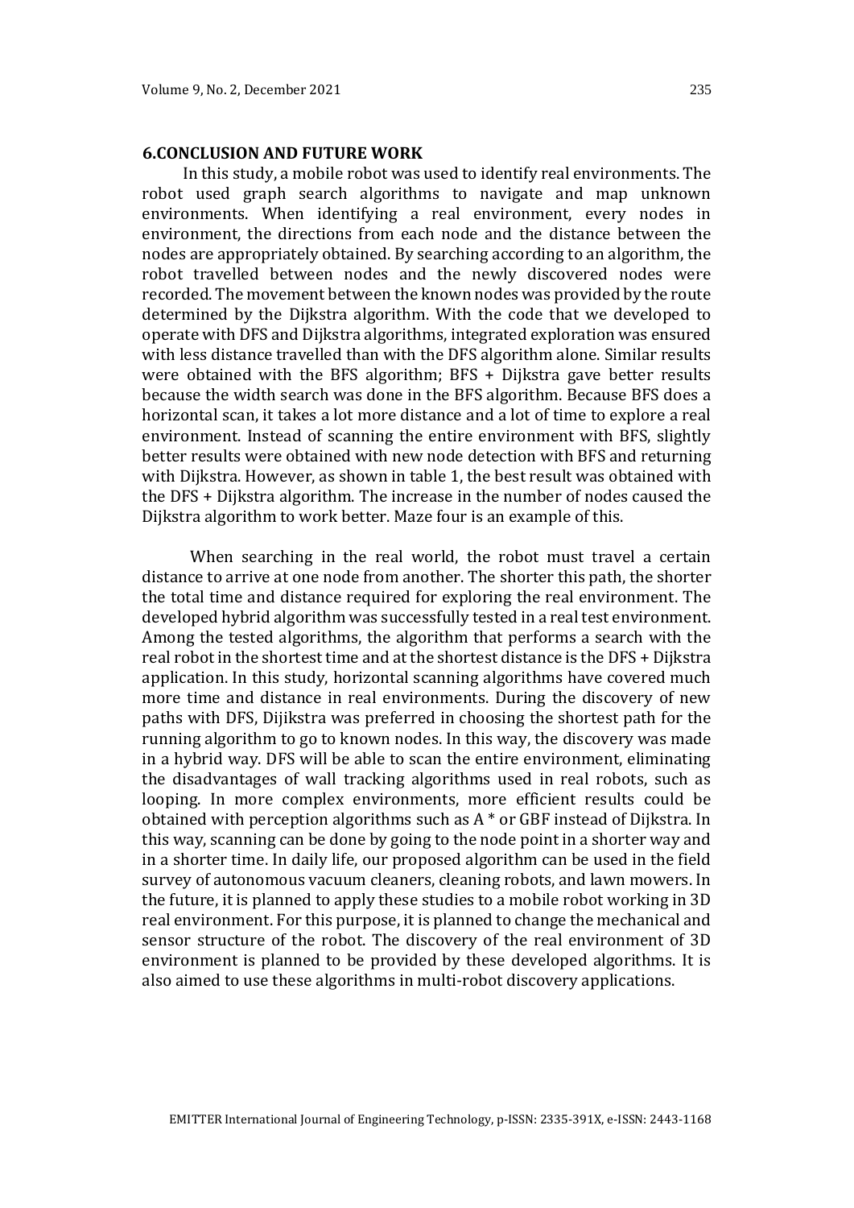## 6.CONCLUSION AND FUTURE WORK

In this study, a mobile robot was used to identify real environments. The robot used graph search algorithms to navigate and map unknown environments. When identifying a real environment, every nodes in environment, the directions from each node and the distance between the nodes are appropriately obtained. By searching according to an algorithm, the robot travelled between nodes and the newly discovered nodes were recorded. The movement between the known nodes was provided by the route determined by the Dijkstra algorithm. With the code that we developed to operate with DFS and Dijkstra algorithms, integrated exploration was ensured with less distance travelled than with the DFS algorithm alone. Similar results were obtained with the BFS algorithm; BFS + Dijkstra gave better results because the width search was done in the BFS algorithm. Because BFS does a horizontal scan, it takes a lot more distance and a lot of time to explore a real environment. Instead of scanning the entire environment with BFS, slightly better results were obtained with new node detection with BFS and returning with Dijkstra. However, as shown in table 1, the best result was obtained with the DFS + Dijkstra algorithm. The increase in the number of nodes caused the Dijkstra algorithm to work better. Maze four is an example of this.

When searching in the real world, the robot must travel a certain distance to arrive at one node from another. The shorter this path, the shorter the total time and distance required for exploring the real environment. The developed hybrid algorithm was successfully tested in a real test environment. Among the tested algorithms, the algorithm that performs a search with the real robot in the shortest time and at the shortest distance is the DFS + Dijkstra application. In this study, horizontal scanning algorithms have covered much more time and distance in real environments. During the discovery of new paths with DFS, Dijikstra was preferred in choosing the shortest path for the running algorithm to go to known nodes. In this way, the discovery was made in a hybrid way. DFS will be able to scan the entire environment, eliminating the disadvantages of wall tracking algorithms used in real robots, such as looping. In more complex environments, more efficient results could be obtained with perception algorithms such as A * or GBF instead of Dijkstra. In this way, scanning can be done by going to the node point in a shorter way and in a shorter time. In daily life, our proposed algorithm can be used in the field survey of autonomous vacuum cleaners, cleaning robots, and lawn mowers. In the future, it is planned to apply these studies to a mobile robot working in 3D real environment. For this purpose, it is planned to change the mechanical and sensor structure of the robot. The discovery of the real environment of 3D environment is planned to be provided by these developed algorithms. It is also aimed to use these algorithms in multi-robot discovery applications.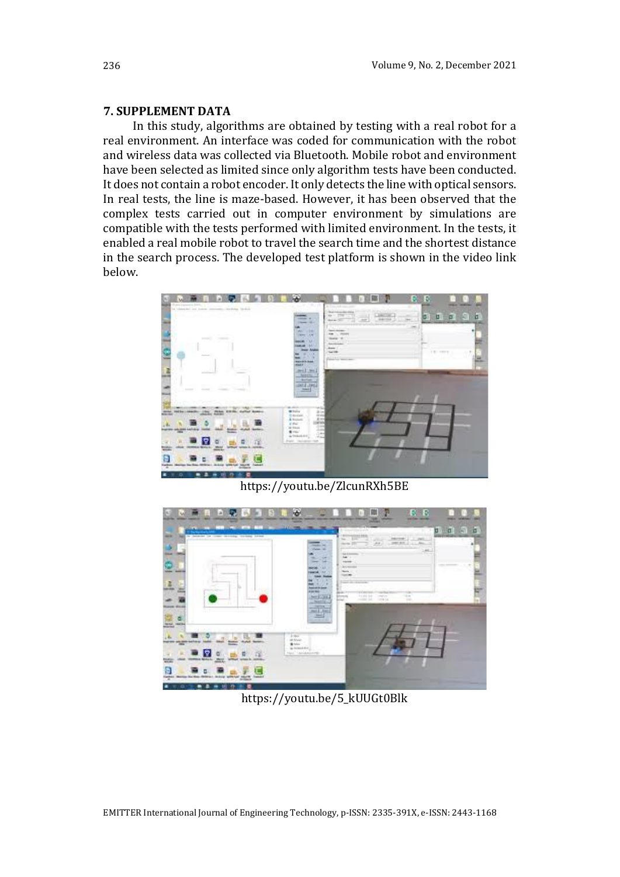## 7. SUPPLEMENT DATA

In this study, algorithms are obtained by testing with a real robot for a real environment. An interface was coded for communication with the robot and wireless data was collected via Bluetooth. Mobile robot and environment have been selected as limited since only algorithm tests have been conducted. It does not contain a robot encoder. It only detects the line with optical sensors. In real tests, the line is maze-based. However, it has been observed that the complex tests carried out in computer environment by simulations are compatible with the tests performed with limited environment. In the tests, it enabled a real mobile robot to travel the search time and the shortest distance in the search process. The developed test platform is shown in the video link below.

https://youtu.be/ZlcunRXh5BE

https://youtu.be/5_kUUGt0Blk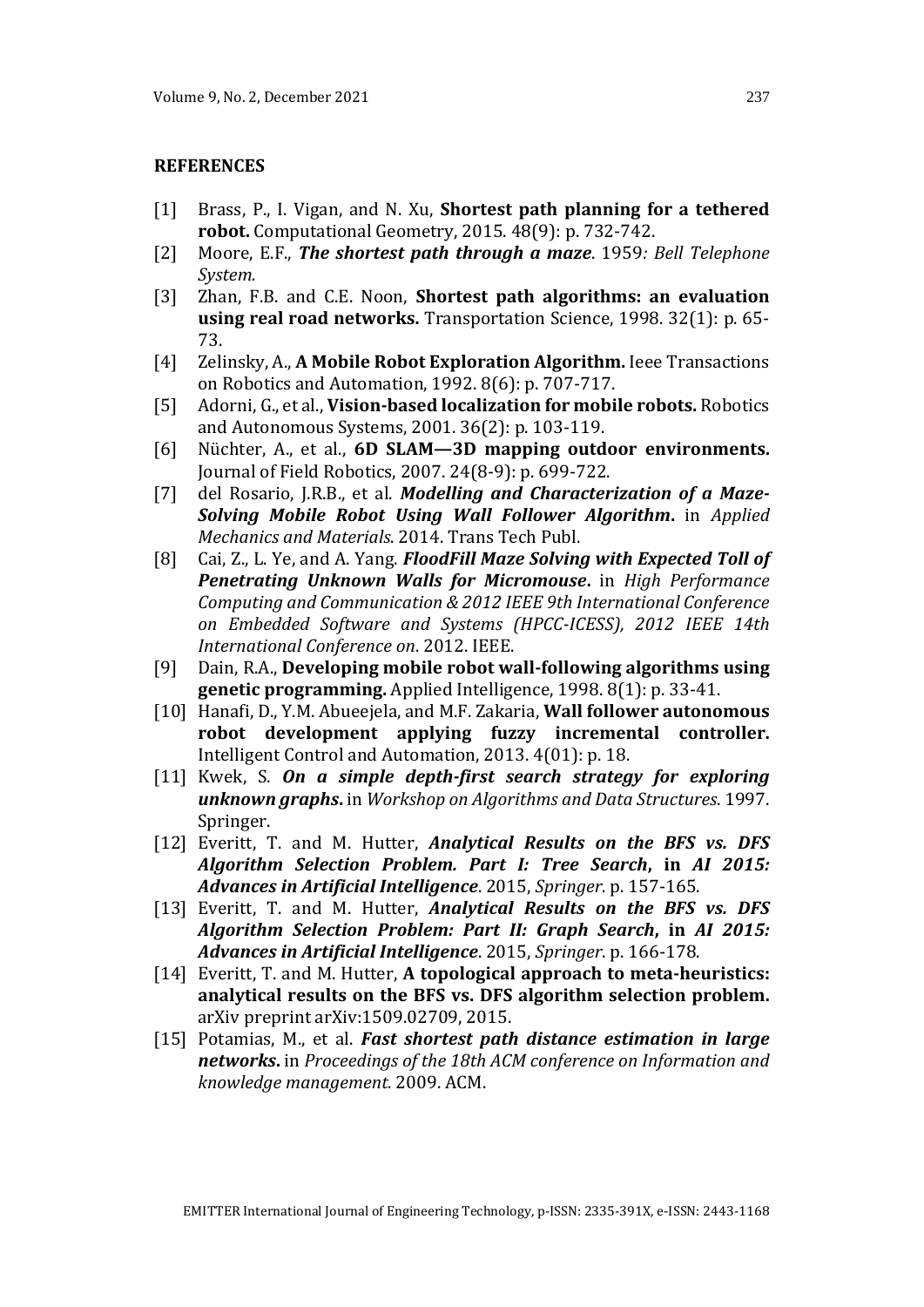## REFERENCES

[1] Brass, P., I. Vigan, and N. Xu, **Shortest path planning for a tethered robot.** Computational Geometry, 2015. 48(9): p. 732-742.

[2] Moore, E.F., ***The shortest path through a maze***. 1959*: Bell Telephone System.*

[3] Zhan, F.B. and C.E. Noon, **Shortest path algorithms: an evaluation using real road networks.** Transportation Science, 1998. 32(1): p. 65-73.

[4] Zelinsky, A., **A Mobile Robot Exploration Algorithm.** Ieee Transactions on Robotics and Automation, 1992. 8(6): p. 707-717.

[5] Adorni, G., et al., **Vision-based localization for mobile robots.** Robotics and Autonomous Systems, 2001. 36(2): p. 103-119.

[6] Nüchter, A., et al., **6D SLAM—3D mapping outdoor environments.** Journal of Field Robotics, 2007. 24(8-9): p. 699-722.

[7] del Rosario, J.R.B., et al. ***Modelling and Characterization of a Maze-Solving Mobile Robot Using Wall Follower Algorithm***. in *Applied Mechanics and Materials*. 2014. Trans Tech Publ.

[8] Cai, Z., L. Ye, and A. Yang. ***FloodFill Maze Solving with Expected Toll of Penetrating Unknown Walls for Micromouse***. in *High Performance Computing and Communication & 2012 IEEE 9th International Conference on Embedded Software and Systems (HPCC-ICESS), 2012 IEEE 14th International Conference on*. 2012. IEEE.

[9] Dain, R.A., **Developing mobile robot wall-following algorithms using genetic programming.** Applied Intelligence, 1998. 8(1): p. 33-41.

[10] Hanafi, D., Y.M. Abueejela, and M.F. Zakaria, **Wall follower autonomous robot development applying fuzzy incremental controller.** Intelligent Control and Automation, 2013. 4(01): p. 18.

[11] Kwek, S. ***On a simple depth-first search strategy for exploring unknown graphs***. in *Workshop on Algorithms and Data Structures*. 1997. Springer.

[12] Everitt, T. and M. Hutter, ***Analytical Results on the BFS vs. DFS Algorithm Selection Problem. Part I: Tree Search*, in *AI 2015: Advances in Artificial Intelligence***. 2015, *Springer*. p. 157-165.

[13] Everitt, T. and M. Hutter, ***Analytical Results on the BFS vs. DFS Algorithm Selection Problem: Part II: Graph Search*, in *AI 2015: Advances in Artificial Intelligence***. 2015, *Springer*. p. 166-178.

[14] Everitt, T. and M. Hutter, **A topological approach to meta-heuristics: analytical results on the BFS vs. DFS algorithm selection problem.** arXiv preprint arXiv:1509.02709, 2015.

[15] Potamias, M., et al. ***Fast shortest path distance estimation in large networks***. in *Proceedings of the 18th ACM conference on Information and knowledge management*. 2009. ACM.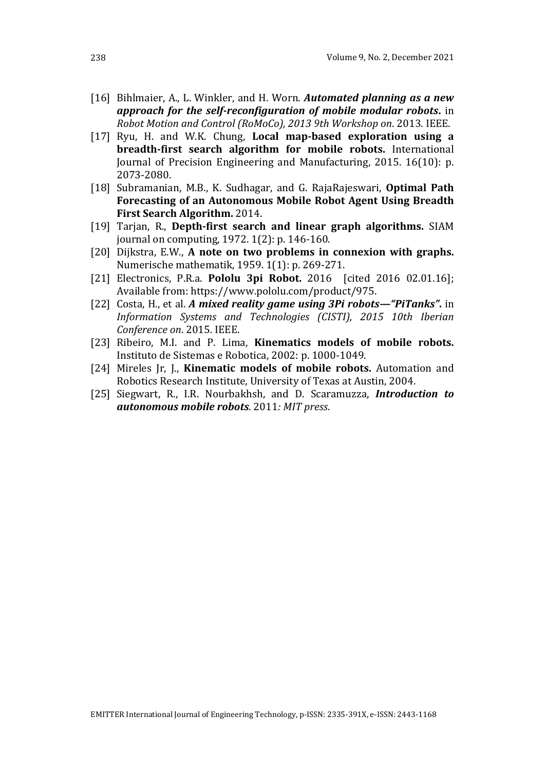[16] Bihlmaier, A., L. Winkler, and H. Worn. ***Automated planning as a new approach for the self-reconfiguration of mobile modular robots***. in *Robot Motion and Control (RoMoCo), 2013 9th Workshop on*. 2013. IEEE.

[17] Ryu, H. and W.K. Chung, **Local map-based exploration using a breadth-first search algorithm for mobile robots.** International Journal of Precision Engineering and Manufacturing, 2015. 16(10): p. 2073-2080.

[18] Subramanian, M.B., K. Sudhagar, and G. RajaRajeswari, **Optimal Path Forecasting of an Autonomous Mobile Robot Agent Using Breadth First Search Algorithm.** 2014.

[19] Tarjan, R., **Depth-first search and linear graph algorithms.** SIAM journal on computing, 1972. 1(2): p. 146-160.

[20] Dijkstra, E.W., **A note on two problems in connexion with graphs.** Numerische mathematik, 1959. 1(1): p. 269-271.

[21] Electronics, P.R.a. **Pololu 3pi Robot.** 2016 [cited 2016 02.01.16]; Available from: https://www.pololu.com/product/975.

[22] Costa, H., et al. ***A mixed reality game using 3Pi robots—"PiTanks"***. in *Information Systems and Technologies (CISTI), 2015 10th Iberian Conference on*. 2015. IEEE.

[23] Ribeiro, M.I. and P. Lima, **Kinematics models of mobile robots.** Instituto de Sistemas e Robotica, 2002: p. 1000-1049.

[24] Mireles Jr, J., **Kinematic models of mobile robots.** Automation and Robotics Research Institute, University of Texas at Austin, 2004.

[25] Siegwart, R., I.R. Nourbakhsh, and D. Scaramuzza, ***Introduction to autonomous mobile robots***. 2011*: MIT press*.